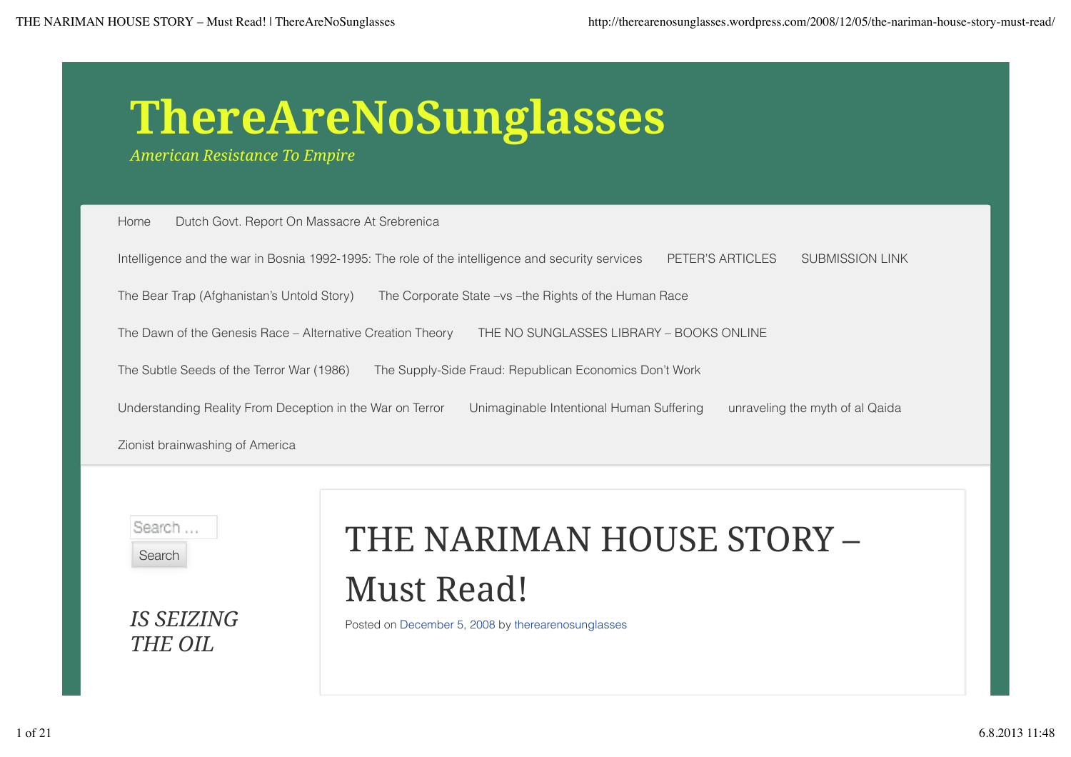# ThereAreNoSunglasses

*American Resistance To Empire*

- Home
- Dutch Govt. Report On Massacre At Srebrenica
- Intelligence and the war in Bosnia 1992-1995: The role of the intelligence and security services
- PETER'S ARTICLES
- SUBMISSION LINK
- The Bear Trap (Afghanistan's Untold Story)
- The Corporate State –vs –the Rights of the Human Race
- The Dawn of the Genesis Race – Alternative Creation Theory
- THE NO SUNGLASSES LIBRARY – BOOKS ONLINE
- The Subtle Seeds of the Terror War (1986)
- The Supply-Side Fraud: Republican Economics Don't Work
- Understanding Reality From Deception in the War on Terror
- Unimaginable Intentional Human Suffering
- unraveling the myth of al Qaida
- Zionist brainwashing of America

Search …

Search

*IS SEIZING THE OIL*

# THE NARIMAN HOUSE STORY – Must Read!

Posted on December 5, 2008 by therearenosunglasses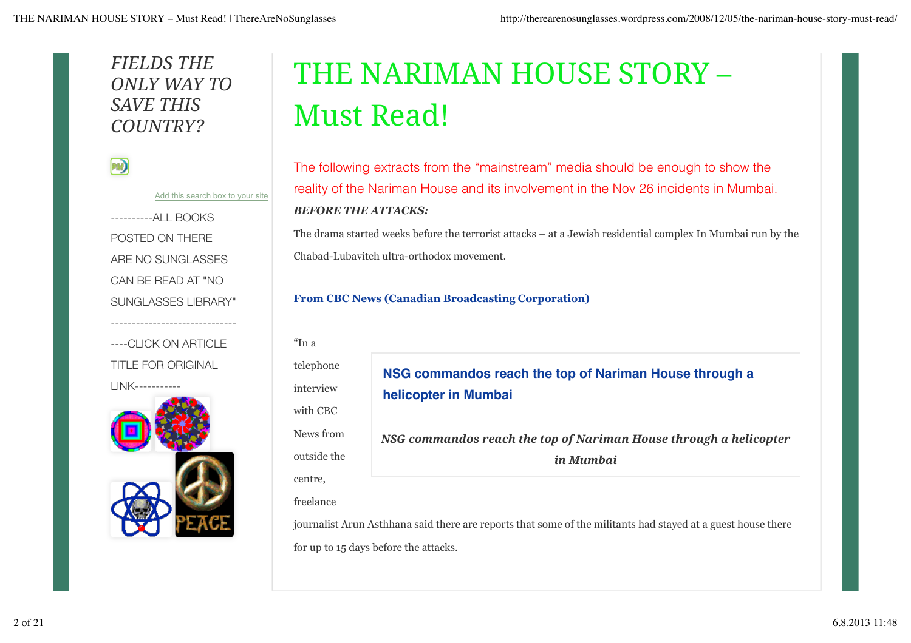FIELDS THE ONLY WAY TO SAVE THIS COUNTRY?

Add this search box to your site

----------ALL BOOKS POSTED ON THERE ARE NO SUNGLASSES CAN BE READ AT "NO SUNGLASSES LIBRARY"

------------------------------

----CLICK ON ARTICLE TITLE FOR ORIGINAL LINK-----------

# THE NARIMAN HOUSE STORY – Must Read!

The following extracts from the "mainstream" media should be enough to show the reality of the Nariman House and its involvement in the Nov 26 incidents in Mumbai.

***BEFORE THE ATTACKS:***

The drama started weeks before the terrorist attacks – at a Jewish residential complex In Mumbai run by the Chabad-Lubavitch ultra-orthodox movement.

**From CBC News (Canadian Broadcasting Corporation)**

**NSG commandos reach the top of Nariman House through a helicopter in Mumbai**

***NSG commandos reach the top of Nariman House through a helicopter in Mumbai***

"In a telephone interview with CBC News from outside the centre, freelance journalist Arun Asthhana said there are reports that some of the militants had stayed at a guest house there for up to 15 days before the attacks.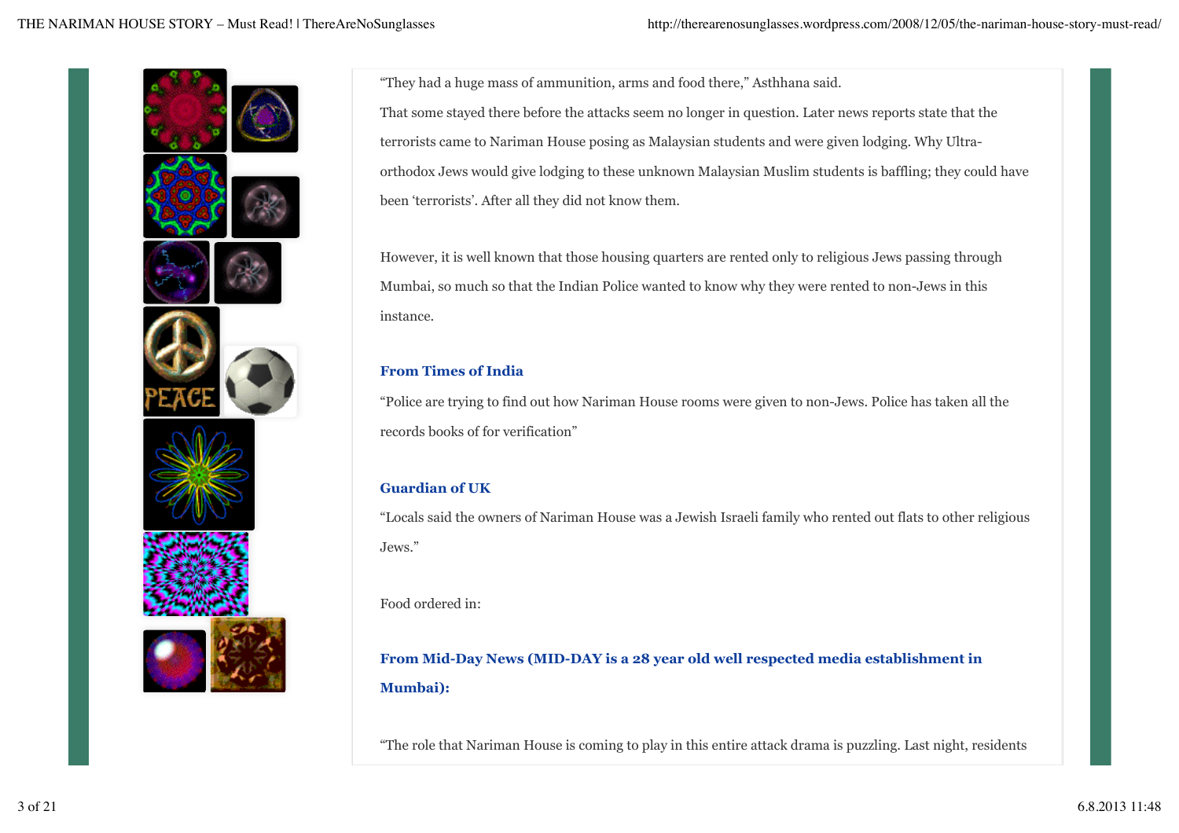"They had a huge mass of ammunition, arms and food there," Asthhana said.

That some stayed there before the attacks seem no longer in question. Later news reports state that the terrorists came to Nariman House posing as Malaysian students and were given lodging. Why Ultra-orthodox Jews would give lodging to these unknown Malaysian Muslim students is baffling; they could have been 'terrorists'. After all they did not know them.

However, it is well known that those housing quarters are rented only to religious Jews passing through Mumbai, so much so that the Indian Police wanted to know why they were rented to non-Jews in this instance.

**From Times of India**

"Police are trying to find out how Nariman House rooms were given to non-Jews. Police has taken all the records books of for verification"

**Guardian of UK**

"Locals said the owners of Nariman House was a Jewish Israeli family who rented out flats to other religious Jews."

Food ordered in:

**From Mid-Day News (MID-DAY is a 28 year old well respected media establishment in Mumbai):**

"The role that Nariman House is coming to play in this entire attack drama is puzzling. Last night, residents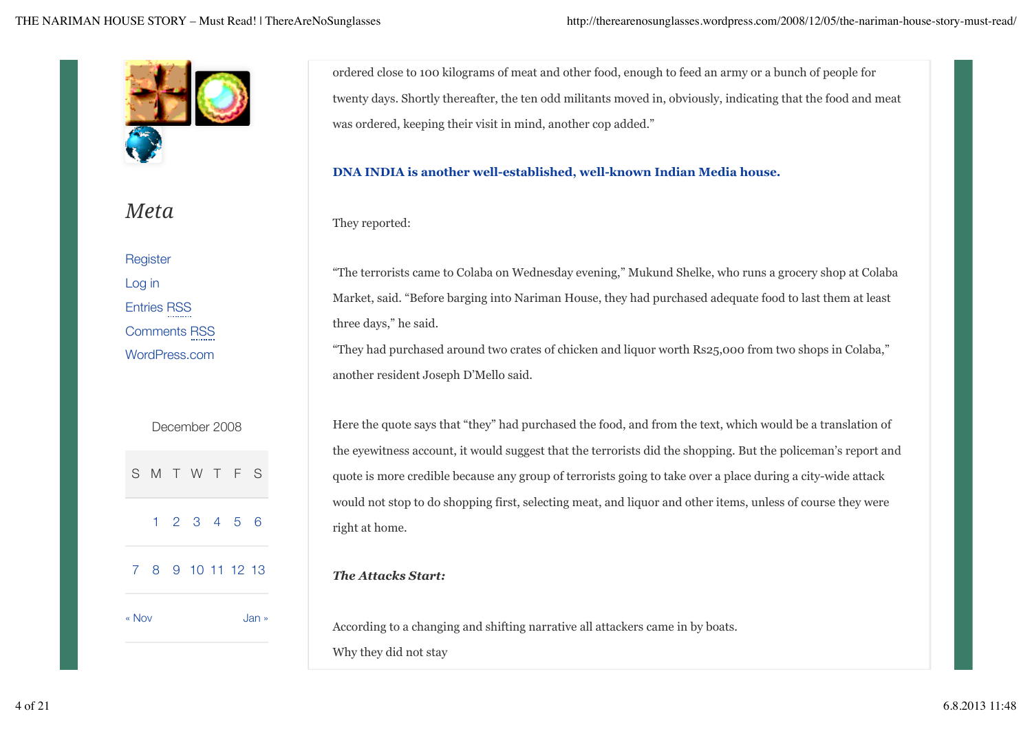ordered close to 100 kilograms of meat and other food, enough to feed an army or a bunch of people for twenty days. Shortly thereafter, the ten odd militants moved in, obviously, indicating that the food and meat was ordered, keeping their visit in mind, another cop added."

**DNA INDIA is another well-established, well-known Indian Media house.**

They reported:

"The terrorists came to Colaba on Wednesday evening," Mukund Shelke, who runs a grocery shop at Colaba Market, said. "Before barging into Nariman House, they had purchased adequate food to last them at least three days," he said.
"They had purchased around two crates of chicken and liquor worth Rs25,000 from two shops in Colaba," another resident Joseph D'Mello said.

Here the quote says that "they" had purchased the food, and from the text, which would be a translation of the eyewitness account, it would suggest that the terrorists did the shopping. But the policeman's report and quote is more credible because any group of terrorists going to take over a place during a city-wide attack would not stop to do shopping first, selecting meat, and liquor and other items, unless of course they were right at home.

***The Attacks Start:***

According to a changing and shifting narrative all attackers came in by boats.
Why they did not stay

## Meta

- Register
- Log in
- Entries RSS
- Comments RSS
- WordPress.com

December 2008

| S | M | T | W | T | F | S |
|---|---|---|---|---|---|---|
| | 1 | 2 | 3 | 4 | 5 | 6 |
| 7 | 8 | 9 | 10 | 11 | 12 | 13 |

« Nov Jan »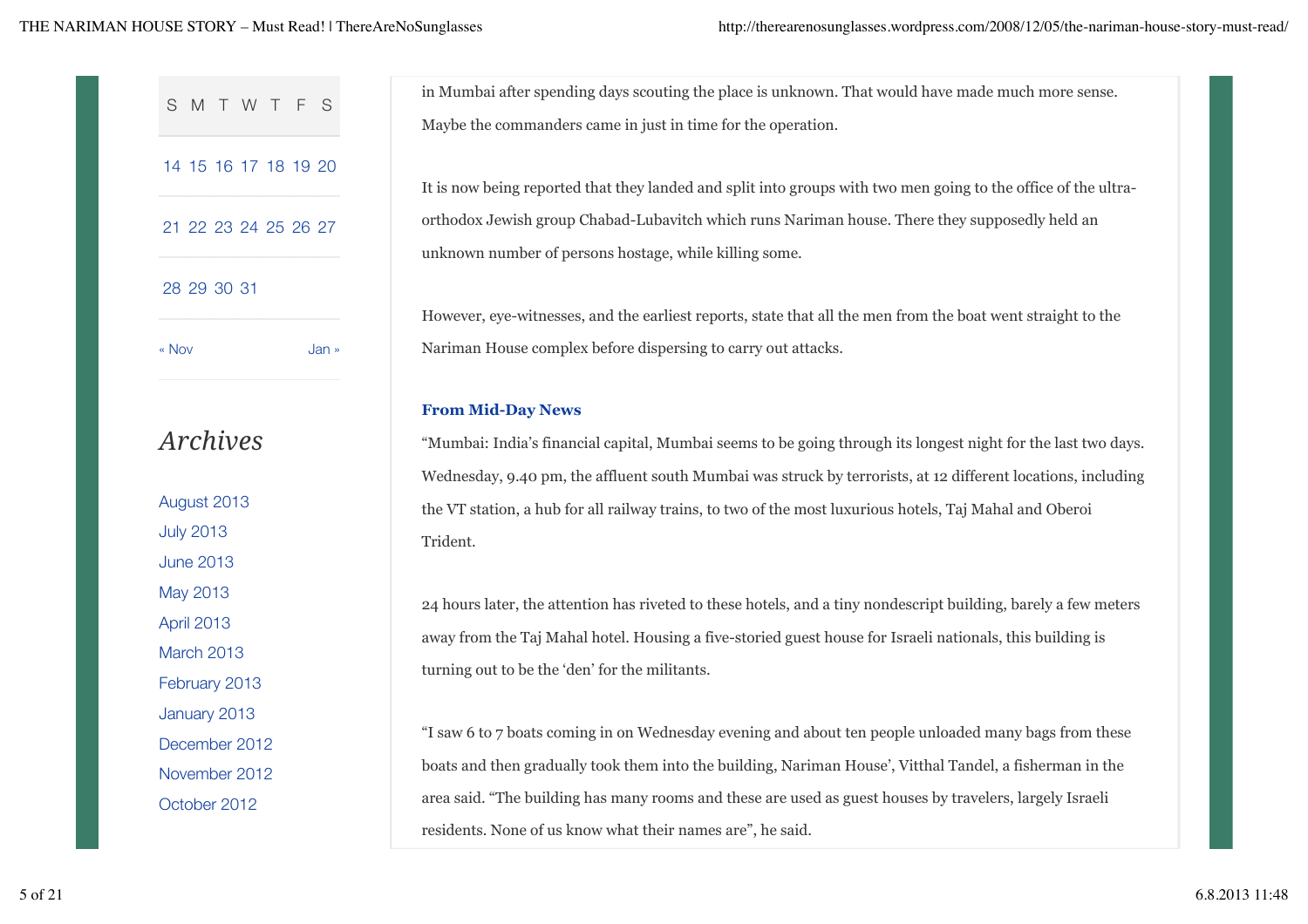| S | M | T | W | T | F | S |
|---|---|---|---|---|---|---|
| 14 | 15 | 16 | 17 | 18 | 19 | 20 |
| 21 | 22 | 23 | 24 | 25 | 26 | 27 |
| 28 | 29 | 30 | 31 | | | |

« Nov Jan »

## Archives

- August 2013
- July 2013
- June 2013
- May 2013
- April 2013
- March 2013
- February 2013
- January 2013
- December 2012
- November 2012
- October 2012

in Mumbai after spending days scouting the place is unknown. That would have made much more sense. Maybe the commanders came in just in time for the operation.

It is now being reported that they landed and split into groups with two men going to the office of the ultra-orthodox Jewish group Chabad-Lubavitch which runs Nariman house. There they supposedly held an unknown number of persons hostage, while killing some.

However, eye-witnesses, and the earliest reports, state that all the men from the boat went straight to the Nariman House complex before dispersing to carry out attacks.

**From Mid-Day News**

"Mumbai: India's financial capital, Mumbai seems to be going through its longest night for the last two days. Wednesday, 9.40 pm, the affluent south Mumbai was struck by terrorists, at 12 different locations, including the VT station, a hub for all railway trains, to two of the most luxurious hotels, Taj Mahal and Oberoi Trident.

24 hours later, the attention has riveted to these hotels, and a tiny nondescript building, barely a few meters away from the Taj Mahal hotel. Housing a five-storied guest house for Israeli nationals, this building is turning out to be the 'den' for the militants.

"I saw 6 to 7 boats coming in on Wednesday evening and about ten people unloaded many bags from these boats and then gradually took them into the building, Nariman House', Vitthal Tandel, a fisherman in the area said. "The building has many rooms and these are used as guest houses by travelers, largely Israeli residents. None of us know what their names are", he said.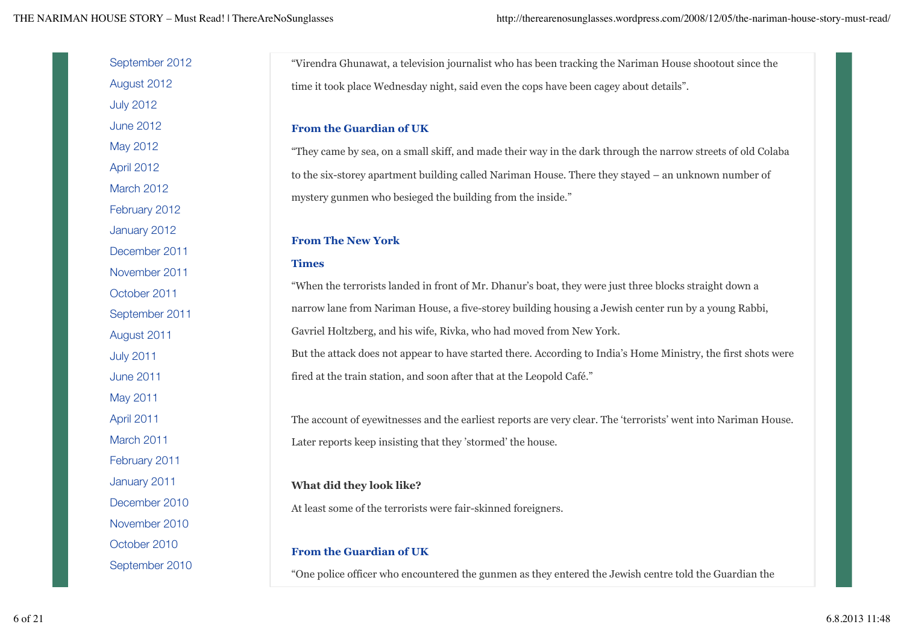“Virendra Ghunawat, a television journalist who has been tracking the Nariman House shootout since the time it took place Wednesday night, said even the cops have been cagey about details”.

**From the Guardian of UK**

“They came by sea, on a small skiff, and made their way in the dark through the narrow streets of old Colaba to the six-storey apartment building called Nariman House. There they stayed – an unknown number of mystery gunmen who besieged the building from the inside.”

**From The New York Times**

“When the terrorists landed in front of Mr. Dhanur’s boat, they were just three blocks straight down a narrow lane from Nariman House, a five-storey building housing a Jewish center run by a young Rabbi, Gavriel Holtzberg, and his wife, Rivka, who had moved from New York.
But the attack does not appear to have started there. According to India’s Home Ministry, the first shots were fired at the train station, and soon after that at the Leopold Café.”

The account of eyewitnesses and the earliest reports are very clear. The ‘terrorists’ went into Nariman House. Later reports keep insisting that they ’stormed’ the house.

**What did they look like?**

At least some of the terrorists were fair-skinned foreigners.

**From the Guardian of UK**

“One police officer who encountered the gunmen as they entered the Jewish centre told the Guardian the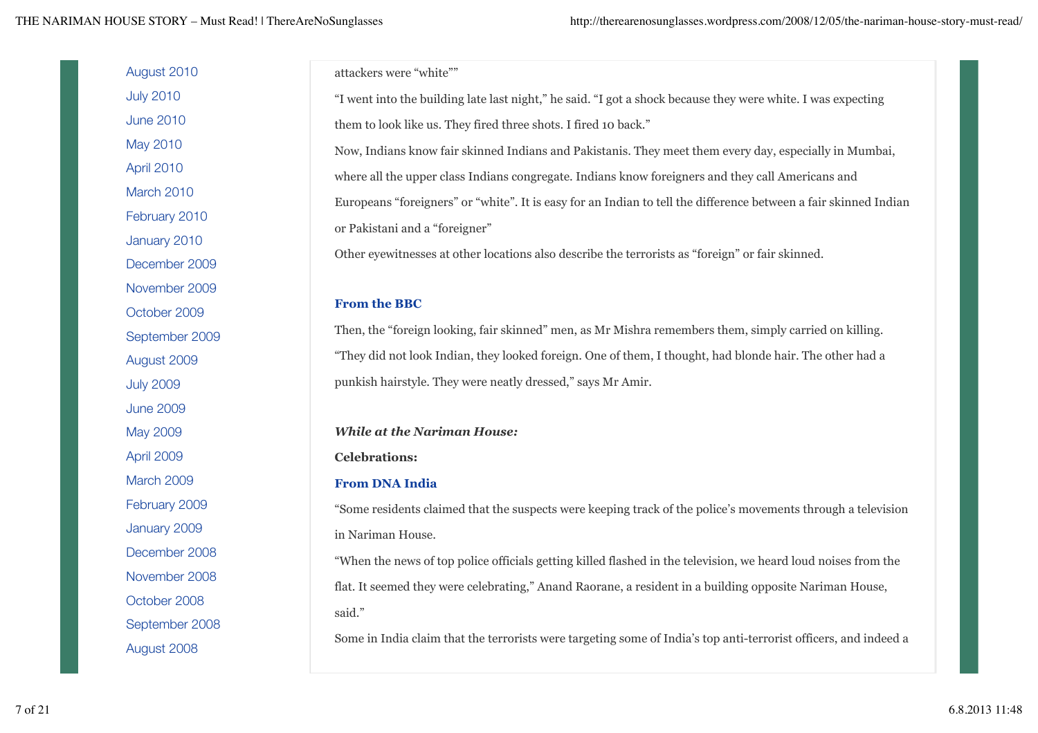attackers were "white""

"I went into the building late last night," he said. "I got a shock because they were white. I was expecting them to look like us. They fired three shots. I fired 10 back."

Now, Indians know fair skinned Indians and Pakistanis. They meet them every day, especially in Mumbai, where all the upper class Indians congregate. Indians know foreigners and they call Americans and Europeans "foreigners" or "white". It is easy for an Indian to tell the difference between a fair skinned Indian or Pakistani and a "foreigner"

Other eyewitnesses at other locations also describe the terrorists as "foreign" or fair skinned.

**From the BBC**

Then, the "foreign looking, fair skinned" men, as Mr Mishra remembers them, simply carried on killing. "They did not look Indian, they looked foreign. One of them, I thought, had blonde hair. The other had a punkish hairstyle. They were neatly dressed," says Mr Amir.

***While at the Nariman House:***

**Celebrations:**

**From DNA India**

"Some residents claimed that the suspects were keeping track of the police's movements through a television in Nariman House.

"When the news of top police officials getting killed flashed in the television, we heard loud noises from the flat. It seemed they were celebrating," Anand Raorane, a resident in a building opposite Nariman House, said."

Some in India claim that the terrorists were targeting some of India's top anti-terrorist officers, and indeed a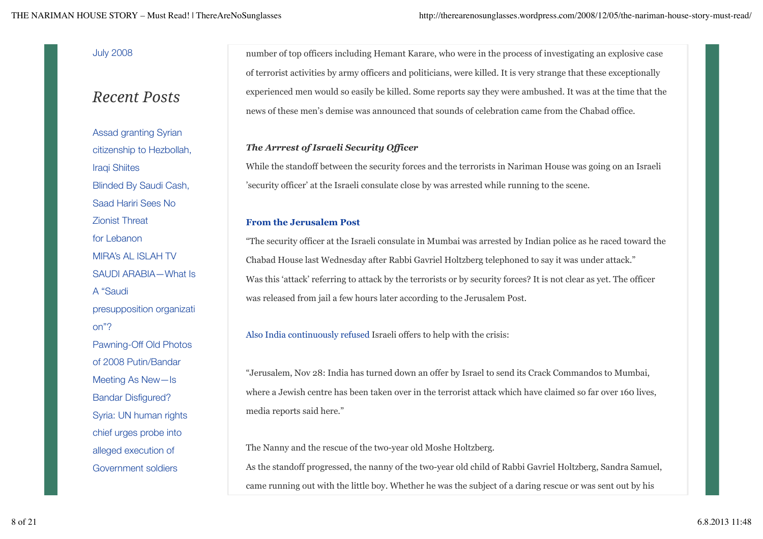July 2008

## *Recent Posts*

Assad granting Syrian citizenship to Hezbollah, Iraqi Shiites

Blinded By Saudi Cash, Saad Hariri Sees No Zionist Threat for Lebanon

MIRA's AL ISLAH TV

SAUDI ARABIA—What Is A "Saudi presupposition organization"?

Pawning-Off Old Photos of 2008 Putin/Bandar Meeting As New—Is Bandar Disfigured?

Syria: UN human rights chief urges probe into alleged execution of Government soldiers

number of top officers including Hemant Karare, who were in the process of investigating an explosive case of terrorist activities by army officers and politicians, were killed. It is very strange that these exceptionally experienced men would so easily be killed. Some reports say they were ambushed. It was at the time that the news of these men's demise was announced that sounds of celebration came from the Chabad office.

***The Arrrest of Israeli Security Officer***

While the standoff between the security forces and the terrorists in Nariman House was going on an Israeli 'security officer' at the Israeli consulate close by was arrested while running to the scene.

**From the Jerusalem Post**

"The security officer at the Israeli consulate in Mumbai was arrested by Indian police as he raced toward the Chabad House last Wednesday after Rabbi Gavriel Holtzberg telephoned to say it was under attack."

Was this 'attack' referring to attack by the terrorists or by security forces? It is not clear as yet. The officer was released from jail a few hours later according to the Jerusalem Post.

Also India continuously refused Israeli offers to help with the crisis:

"Jerusalem, Nov 28: India has turned down an offer by Israel to send its Crack Commandos to Mumbai, where a Jewish centre has been taken over in the terrorist attack which have claimed so far over 160 lives, media reports said here."

The Nanny and the rescue of the two-year old Moshe Holtzberg.

As the standoff progressed, the nanny of the two-year old child of Rabbi Gavriel Holtzberg, Sandra Samuel, came running out with the little boy. Whether he was the subject of a daring rescue or was sent out by his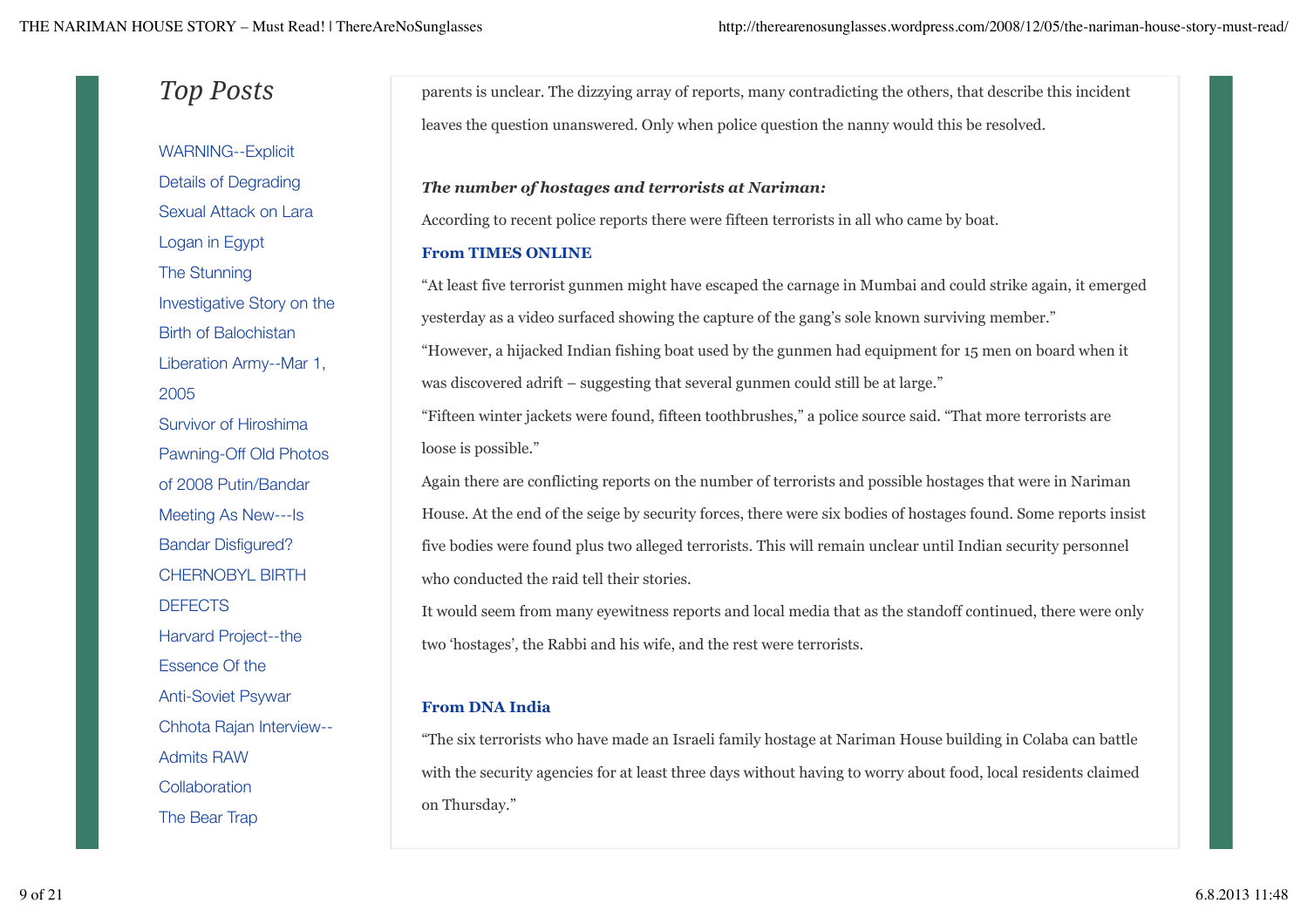## Top Posts

- WARNING--Explicit Details of Degrading Sexual Attack on Lara Logan in Egypt
- The Stunning Investigative Story on the Birth of Balochistan Liberation Army--Mar 1, 2005
- Survivor of Hiroshima
- Pawning-Off Old Photos of 2008 Putin/Bandar Meeting As New---Is Bandar Disfigured?
- CHERNOBYL BIRTH DEFECTS
- Harvard Project--the Essence Of the Anti-Soviet Psywar
- Chhota Rajan Interview--Admits RAW Collaboration
- The Bear Trap

parents is unclear. The dizzying array of reports, many contradicting the others, that describe this incident leaves the question unanswered. Only when police question the nanny would this be resolved.

***The number of hostages and terrorists at Nariman:***

According to recent police reports there were fifteen terrorists in all who came by boat.

**From TIMES ONLINE**

“At least five terrorist gunmen might have escaped the carnage in Mumbai and could strike again, it emerged yesterday as a video surfaced showing the capture of the gang’s sole known surviving member.”

“However, a hijacked Indian fishing boat used by the gunmen had equipment for 15 men on board when it was discovered adrift – suggesting that several gunmen could still be at large.”

“Fifteen winter jackets were found, fifteen toothbrushes,” a police source said. “That more terrorists are loose is possible.”

Again there are conflicting reports on the number of terrorists and possible hostages that were in Nariman House. At the end of the seige by security forces, there were six bodies of hostages found. Some reports insist five bodies were found plus two alleged terrorists. This will remain unclear until Indian security personnel who conducted the raid tell their stories.

It would seem from many eyewitness reports and local media that as the standoff continued, there were only two ‘hostages’, the Rabbi and his wife, and the rest were terrorists.

**From DNA India**

“The six terrorists who have made an Israeli family hostage at Nariman House building in Colaba can battle with the security agencies for at least three days without having to worry about food, local residents claimed on Thursday.”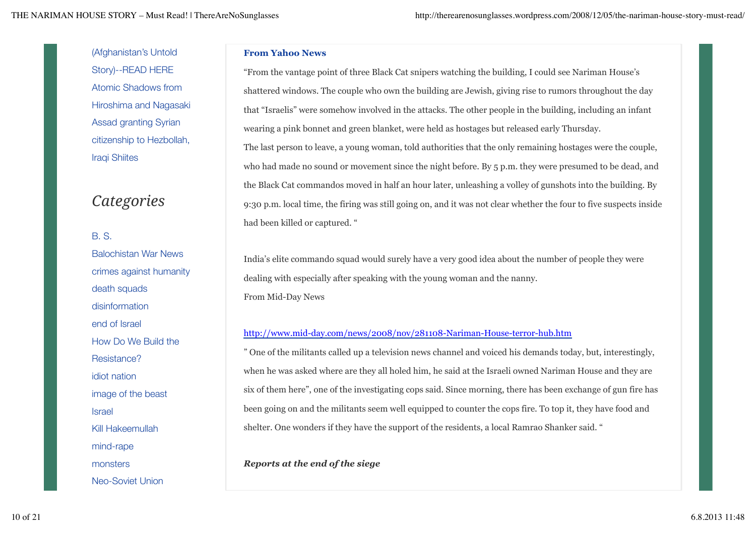(Afghanistan's Untold Story)--READ HERE

Atomic Shadows from Hiroshima and Nagasaki

Assad granting Syrian citizenship to Hezbollah, Iraqi Shiites

## Categories

B. S.

Balochistan War News

crimes against humanity

death squads

disinformation

end of Israel

How Do We Build the Resistance?

idiot nation

image of the beast

Israel

Kill Hakeemullah

mind-rape

monsters

Neo-Soviet Union

**From Yahoo News**

"From the vantage point of three Black Cat snipers watching the building, I could see Nariman House's shattered windows. The couple who own the building are Jewish, giving rise to rumors throughout the day that "Israelis" were somehow involved in the attacks. The other people in the building, including an infant wearing a pink bonnet and green blanket, were held as hostages but released early Thursday.

The last person to leave, a young woman, told authorities that the only remaining hostages were the couple, who had made no sound or movement since the night before. By 5 p.m. they were presumed to be dead, and the Black Cat commandos moved in half an hour later, unleashing a volley of gunshots into the building. By 9:30 p.m. local time, the firing was still going on, and it was not clear whether the four to five suspects inside had been killed or captured. "

India's elite commando squad would surely have a very good idea about the number of people they were dealing with especially after speaking with the young woman and the nanny.

From Mid-Day News

http://www.mid-day.com/news/2008/nov/281108-Nariman-House-terror-hub.htm

" One of the militants called up a television news channel and voiced his demands today, but, interestingly, when he was asked where are they all holed him, he said at the Israeli owned Nariman House and they are six of them here", one of the investigating cops said. Since morning, there has been exchange of gun fire has been going on and the militants seem well equipped to counter the cops fire. To top it, they have food and shelter. One wonders if they have the support of the residents, a local Ramrao Shanker said. "

***Reports at the end of the siege***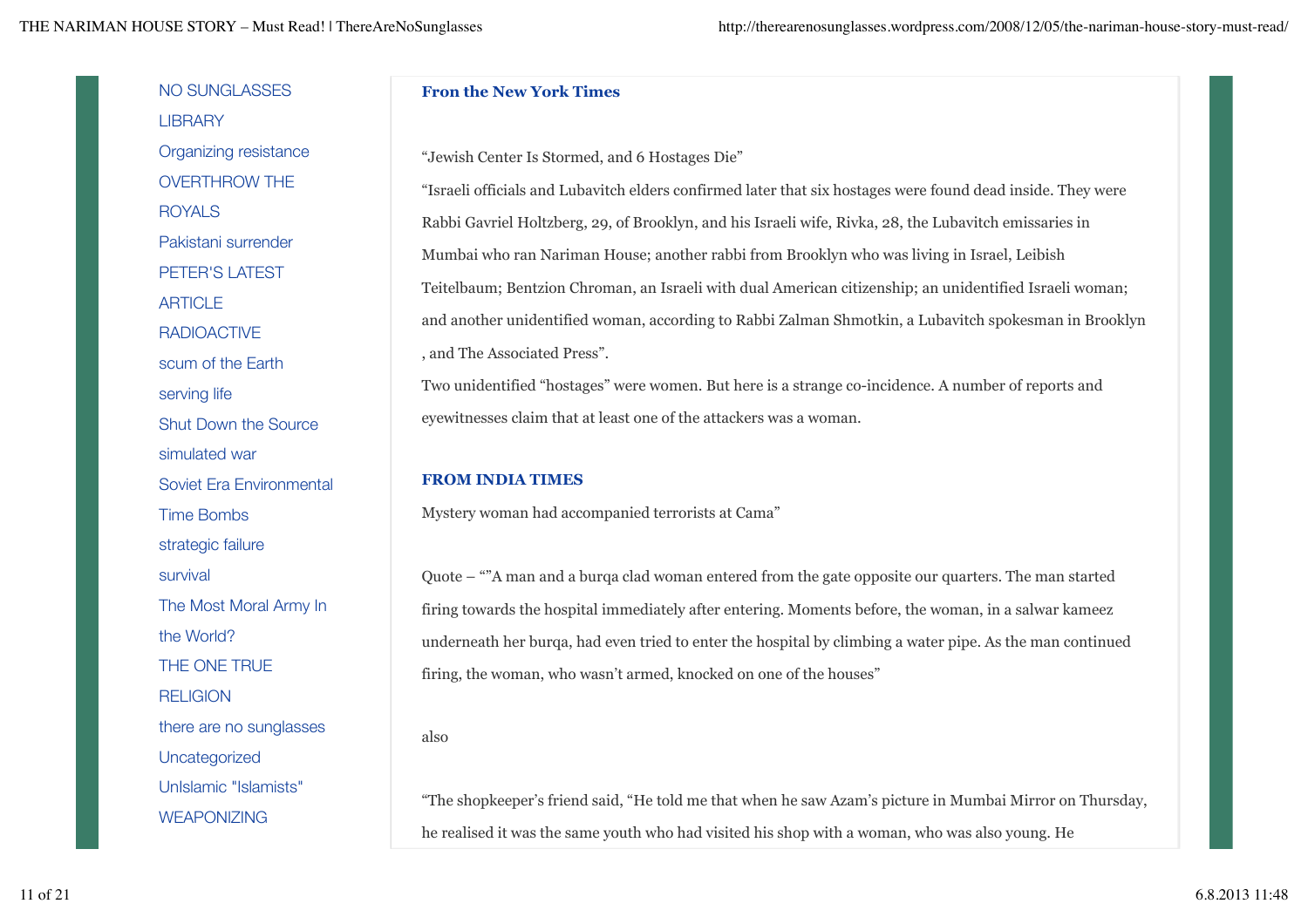NO SUNGLASSES
LIBRARY
Organizing resistance
OVERTHROW THE ROYALS
Pakistani surrender
PETER'S LATEST ARTICLE
RADIOACTIVE
scum of the Earth
serving life
Shut Down the Source
simulated war
Soviet Era Environmental Time Bombs
strategic failure
survival
The Most Moral Army In the World?
THE ONE TRUE RELIGION
there are no sunglasses
Uncategorized
UnIslamic "Islamists"
WEAPONIZING

**Fron the New York Times**

"Jewish Center Is Stormed, and 6 Hostages Die"

"Israeli officials and Lubavitch elders confirmed later that six hostages were found dead inside. They were Rabbi Gavriel Holtzberg, 29, of Brooklyn, and his Israeli wife, Rivka, 28, the Lubavitch emissaries in Mumbai who ran Nariman House; another rabbi from Brooklyn who was living in Israel, Leibish Teitelbaum; Bentzion Chroman, an Israeli with dual American citizenship; an unidentified Israeli woman; and another unidentified woman, according to Rabbi Zalman Shmotkin, a Lubavitch spokesman in Brooklyn , and The Associated Press".

Two unidentified "hostages" were women. But here is a strange co-incidence. A number of reports and eyewitnesses claim that at least one of the attackers was a woman.

**FROM INDIA TIMES**

Mystery woman had accompanied terrorists at Cama"

Quote – ""A man and a burqa clad woman entered from the gate opposite our quarters. The man started firing towards the hospital immediately after entering. Moments before, the woman, in a salwar kameez underneath her burqa, had even tried to enter the hospital by climbing a water pipe. As the man continued firing, the woman, who wasn't armed, knocked on one of the houses"

also

"The shopkeeper's friend said, "He told me that when he saw Azam's picture in Mumbai Mirror on Thursday, he realised it was the same youth who had visited his shop with a woman, who was also young. He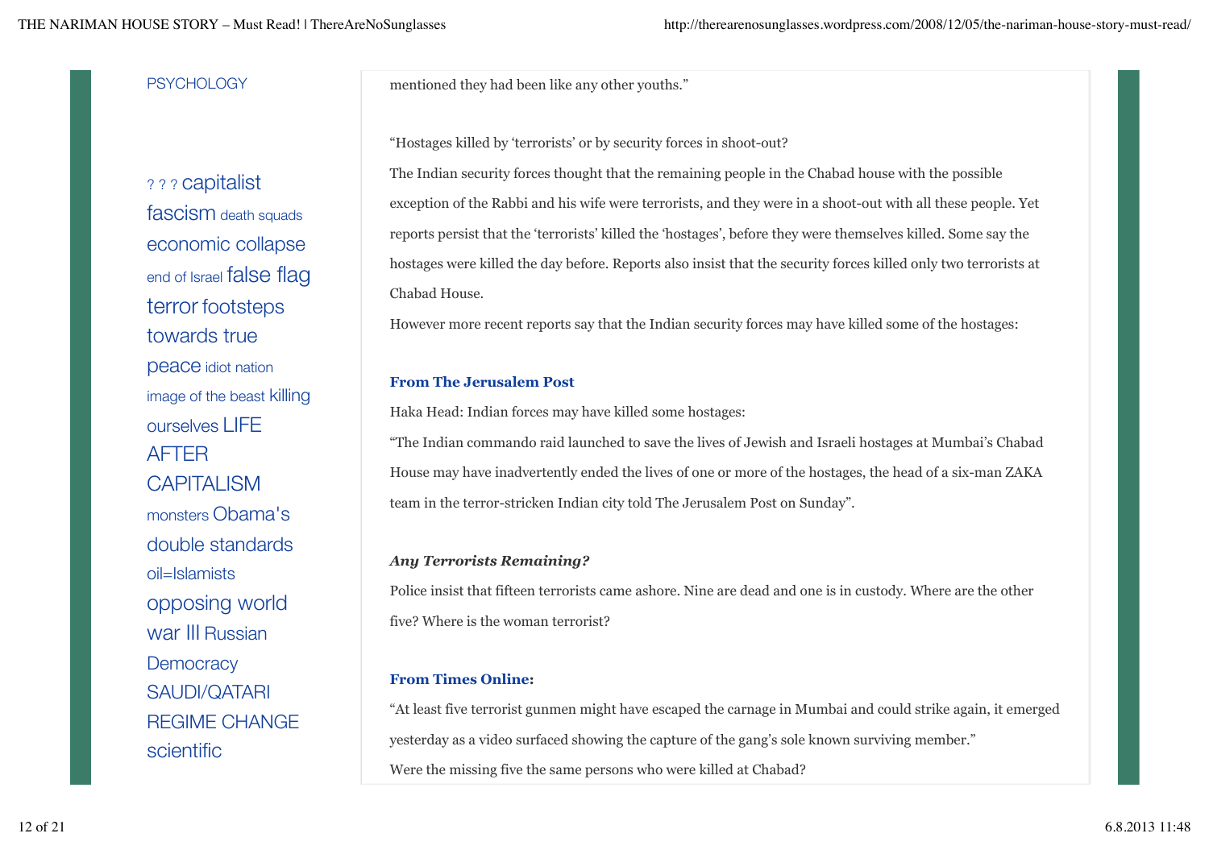PSYCHOLOGY

? ? ? capitalist fascism death squads economic collapse end of Israel false flag terror footsteps towards true peace idiot nation image of the beast killing ourselves LIFE AFTER CAPITALISM monsters Obama's double standards oil=Islamists opposing world war III Russian Democracy SAUDI/QATARI REGIME CHANGE scientific

mentioned they had been like any other youths."

"Hostages killed by 'terrorists' or by security forces in shoot-out?

The Indian security forces thought that the remaining people in the Chabad house with the possible exception of the Rabbi and his wife were terrorists, and they were in a shoot-out with all these people. Yet reports persist that the 'terrorists' killed the 'hostages', before they were themselves killed. Some say the hostages were killed the day before. Reports also insist that the security forces killed only two terrorists at Chabad House.

However more recent reports say that the Indian security forces may have killed some of the hostages:

**From The Jerusalem Post**

Haka Head: Indian forces may have killed some hostages:

"The Indian commando raid launched to save the lives of Jewish and Israeli hostages at Mumbai's Chabad House may have inadvertently ended the lives of one or more of the hostages, the head of a six-man ZAKA team in the terror-stricken Indian city told The Jerusalem Post on Sunday".

***Any Terrorists Remaining?***

Police insist that fifteen terrorists came ashore. Nine are dead and one is in custody. Where are the other five? Where is the woman terrorist?

**From Times Online:**

"At least five terrorist gunmen might have escaped the carnage in Mumbai and could strike again, it emerged yesterday as a video surfaced showing the capture of the gang's sole known surviving member."

Were the missing five the same persons who were killed at Chabad?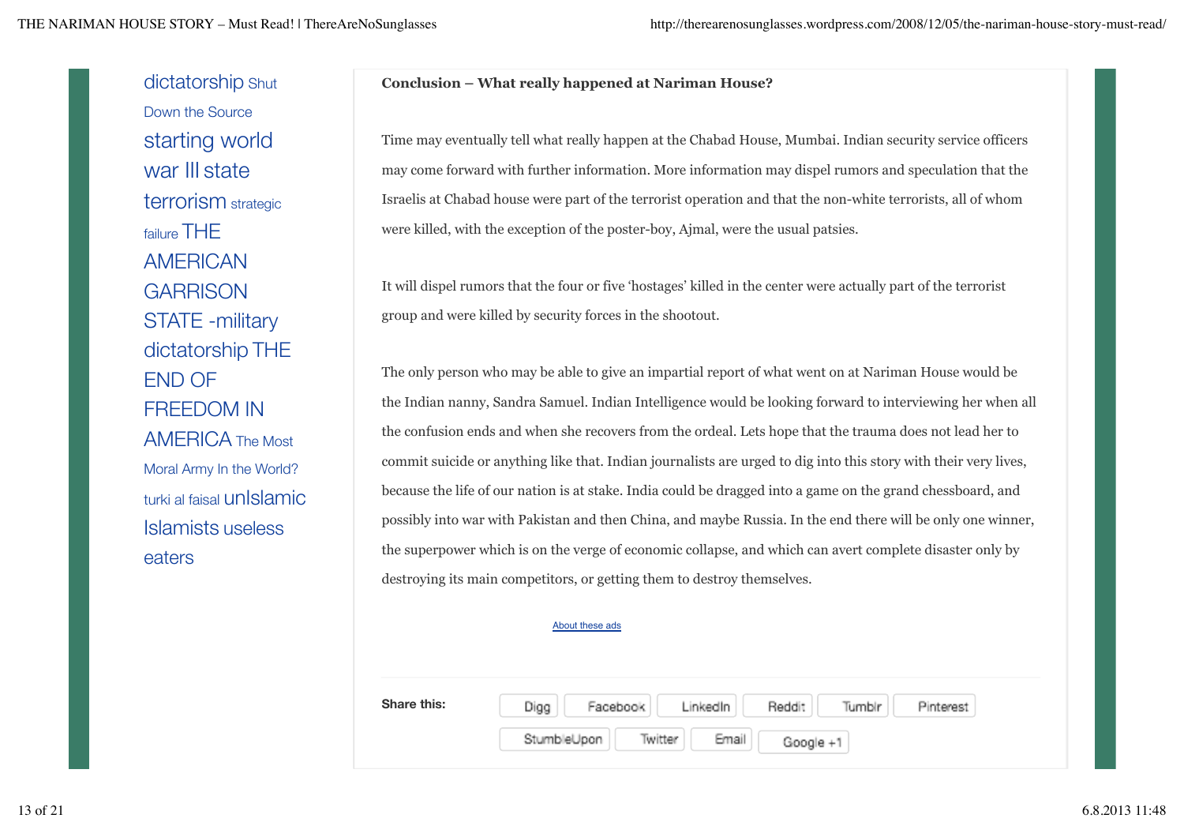dictatorship Shut Down the Source starting world war III state terrorism strategic failure THE AMERICAN GARRISON STATE -military dictatorship THE END OF FREEDOM IN AMERICA The Most Moral Army In the World? turki al faisal unIslamic Islamists useless eaters

**Conclusion – What really happened at Nariman House?**

Time may eventually tell what really happen at the Chabad House, Mumbai. Indian security service officers may come forward with further information. More information may dispel rumors and speculation that the Israelis at Chabad house were part of the terrorist operation and that the non-white terrorists, all of whom were killed, with the exception of the poster-boy, Ajmal, were the usual patsies.

It will dispel rumors that the four or five 'hostages' killed in the center were actually part of the terrorist group and were killed by security forces in the shootout.

The only person who may be able to give an impartial report of what went on at Nariman House would be the Indian nanny, Sandra Samuel. Indian Intelligence would be looking forward to interviewing her when all the confusion ends and when she recovers from the ordeal. Lets hope that the trauma does not lead her to commit suicide or anything like that. Indian journalists are urged to dig into this story with their very lives, because the life of our nation is at stake. India could be dragged into a game on the grand chessboard, and possibly into war with Pakistan and then China, and maybe Russia. In the end there will be only one winner, the superpower which is on the verge of economic collapse, and which can avert complete disaster only by destroying its main competitors, or getting them to destroy themselves.

About these ads

**Share this:** Digg Facebook LinkedIn Reddit Tumblr Pinterest StumbleUpon Twitter Email Google +1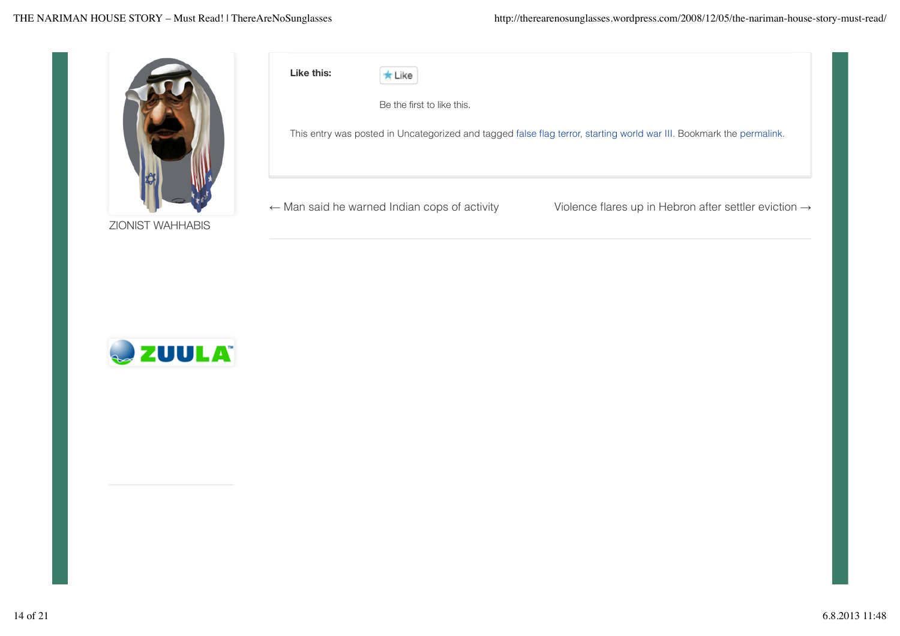**Like this:**

Like

Be the first to like this.

This entry was posted in Uncategorized and tagged false flag terror, starting world war III. Bookmark the permalink.

← Man said he warned Indian cops of activity

Violence flares up in Hebron after settler eviction →

ZIONIST WAHHABIS

ZUULA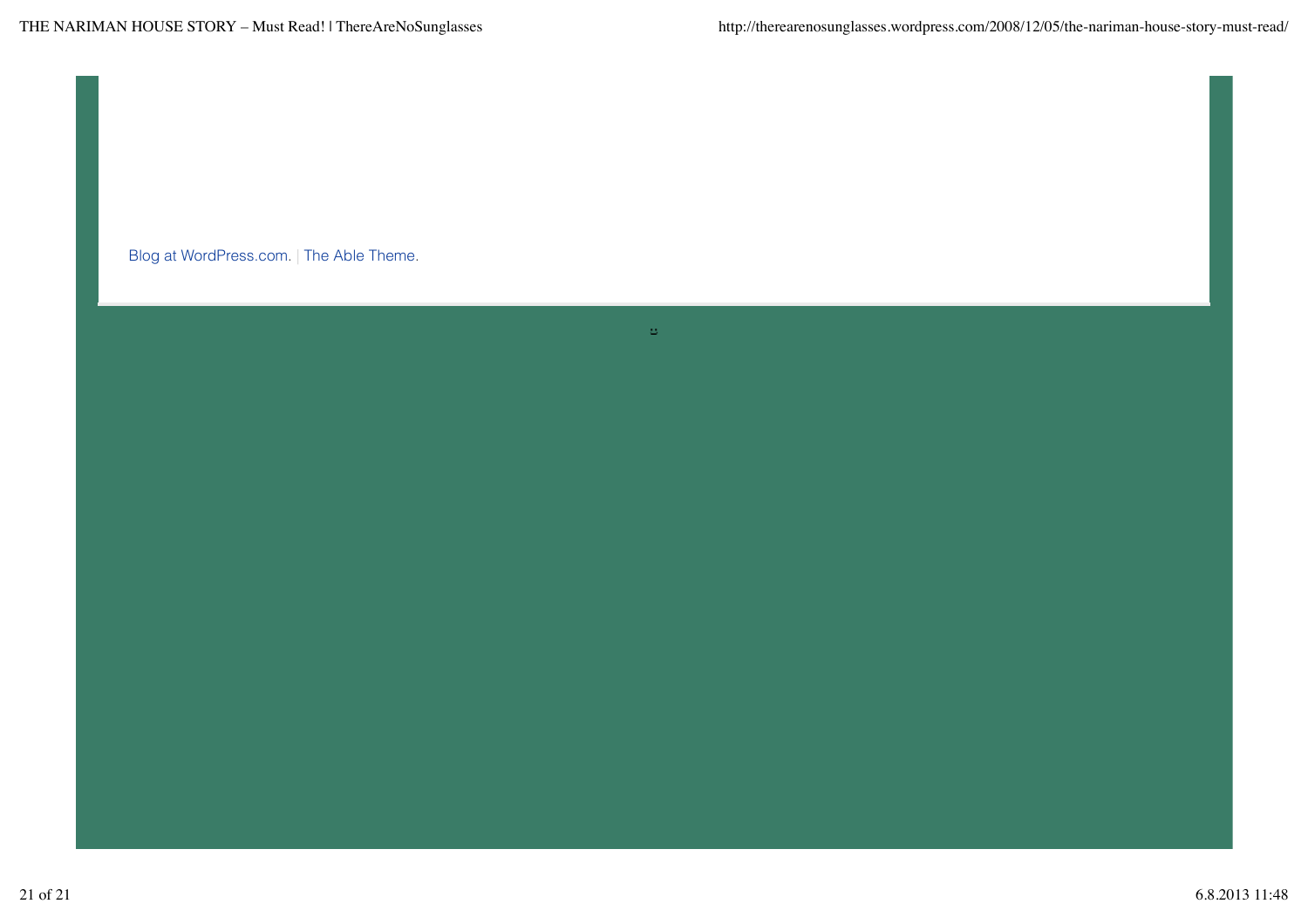Blog at WordPress.com. | The Able Theme.